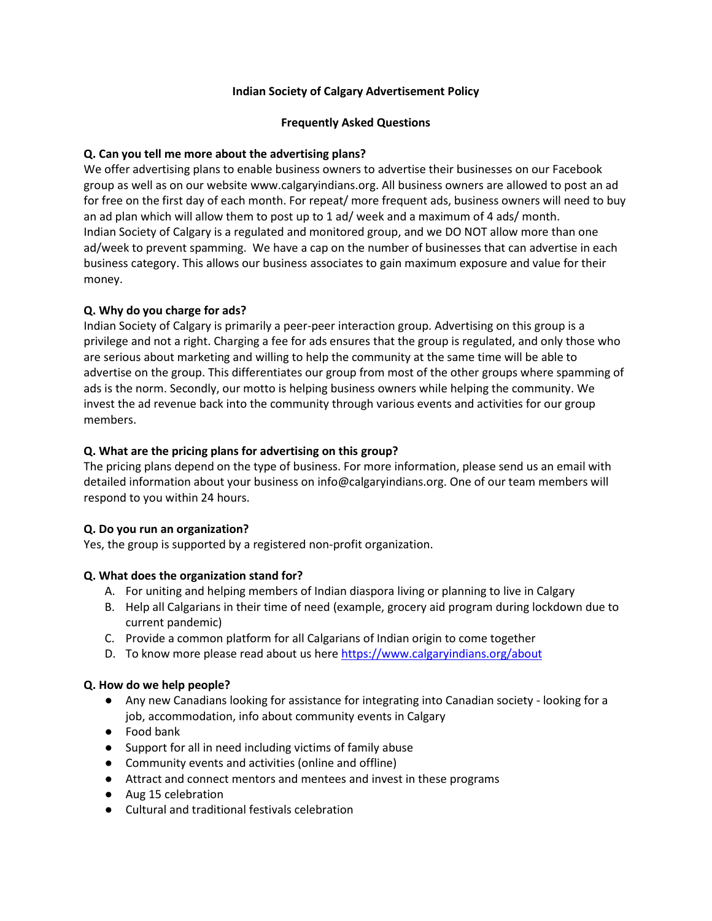# Indian Society of Calgary Advertisement Policy

## Frequently Asked Questions

**Q. Can you tell me more about the advertising plans?**

We offer advertising plans to enable business owners to advertise their businesses on our Facebook group as well as on our website www.calgaryindians.org. All business owners are allowed to post an ad for free on the first day of each month. For repeat/ more frequent ads, business owners will need to buy an ad plan which will allow them to post up to 1 ad/ week and a maximum of 4 ads/ month. Indian Society of Calgary is a regulated and monitored group, and we DO NOT allow more than one ad/week to prevent spamming. We have a cap on the number of businesses that can advertise in each business category. This allows our business associates to gain maximum exposure and value for their money.

**Q. Why do you charge for ads?**

Indian Society of Calgary is primarily a peer-peer interaction group. Advertising on this group is a privilege and not a right. Charging a fee for ads ensures that the group is regulated, and only those who are serious about marketing and willing to help the community at the same time will be able to advertise on the group. This differentiates our group from most of the other groups where spamming of ads is the norm. Secondly, our motto is helping business owners while helping the community. We invest the ad revenue back into the community through various events and activities for our group members.

**Q. What are the pricing plans for advertising on this group?**

The pricing plans depend on the type of business. For more information, please send us an email with detailed information about your business on info@calgaryindians.org. One of our team members will respond to you within 24 hours.

**Q. Do you run an organization?**

Yes, the group is supported by a registered non-profit organization.

**Q. What does the organization stand for?**

A. For uniting and helping members of Indian diaspora living or planning to live in Calgary
B. Help all Calgarians in their time of need (example, grocery aid program during lockdown due to current pandemic)
C. Provide a common platform for all Calgarians of Indian origin to come together
D. To know more please read about us here https://www.calgaryindians.org/about

**Q. How do we help people?**

- Any new Canadians looking for assistance for integrating into Canadian society - looking for a job, accommodation, info about community events in Calgary
- Food bank
- Support for all in need including victims of family abuse
- Community events and activities (online and offline)
- Attract and connect mentors and mentees and invest in these programs
- Aug 15 celebration
- Cultural and traditional festivals celebration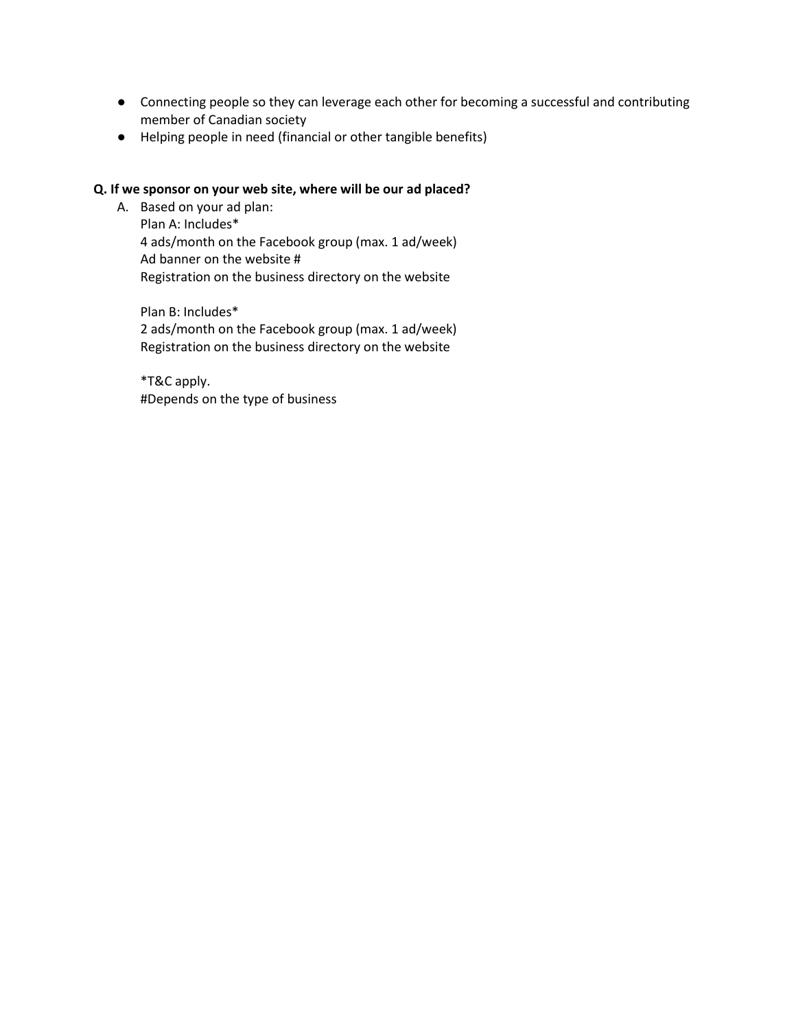- Connecting people so they can leverage each other for becoming a successful and contributing member of Canadian society
- Helping people in need (financial or other tangible benefits)

**Q. If we sponsor on your web site, where will be our ad placed?**

A. Based on your ad plan:
   Plan A: Includes*
   4 ads/month on the Facebook group (max. 1 ad/week)
   Ad banner on the website #
   Registration on the business directory on the website

   Plan B: Includes*
   2 ads/month on the Facebook group (max. 1 ad/week)
   Registration on the business directory on the website

   *T&C apply.
   #Depends on the type of business